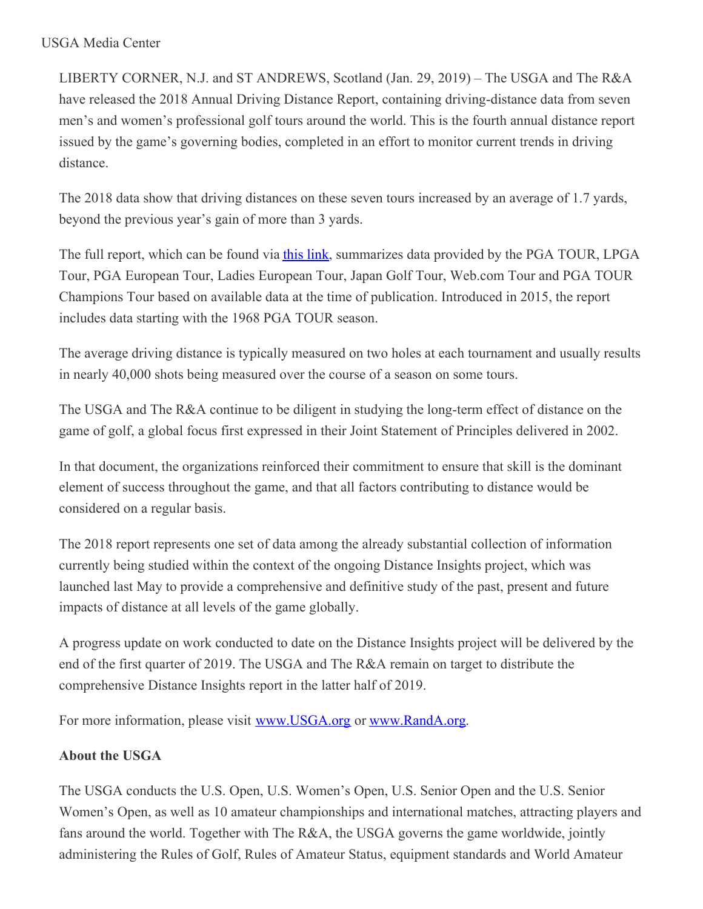USGA Media Center

LIBERTY CORNER, N.J. and ST ANDREWS, Scotland (Jan. 29, 2019) – The USGA and The R&A have released the 2018 Annual Driving Distance Report, containing driving-distance data from seven men's and women's professional golf tours around the world. This is the fourth annual distance report issued by the game's governing bodies, completed in an effort to monitor current trends in driving distance.

The 2018 data show that driving distances on these seven tours increased by an average of 1.7 yards, beyond the previous year's gain of more than 3 yards.

The full report, which can be found via this link, summarizes data provided by the PGA TOUR, LPGA Tour, PGA European Tour, Ladies European Tour, Japan Golf Tour, Web.com Tour and PGA TOUR Champions Tour based on available data at the time of publication. Introduced in 2015, the report includes data starting with the 1968 PGA TOUR season.

The average driving distance is typically measured on two holes at each tournament and usually results in nearly 40,000 shots being measured over the course of a season on some tours.

The USGA and The R&A continue to be diligent in studying the long-term effect of distance on the game of golf, a global focus first expressed in their Joint Statement of Principles delivered in 2002.

In that document, the organizations reinforced their commitment to ensure that skill is the dominant element of success throughout the game, and that all factors contributing to distance would be considered on a regular basis.

The 2018 report represents one set of data among the already substantial collection of information currently being studied within the context of the ongoing Distance Insights project, which was launched last May to provide a comprehensive and definitive study of the past, present and future impacts of distance at all levels of the game globally.

A progress update on work conducted to date on the Distance Insights project will be delivered by the end of the first quarter of 2019. The USGA and The R&A remain on target to distribute the comprehensive Distance Insights report in the latter half of 2019.

For more information, please visit www.USGA.org or www.RandA.org.

**About the USGA**

The USGA conducts the U.S. Open, U.S. Women's Open, U.S. Senior Open and the U.S. Senior Women's Open, as well as 10 amateur championships and international matches, attracting players and fans around the world. Together with The R&A, the USGA governs the game worldwide, jointly administering the Rules of Golf, Rules of Amateur Status, equipment standards and World Amateur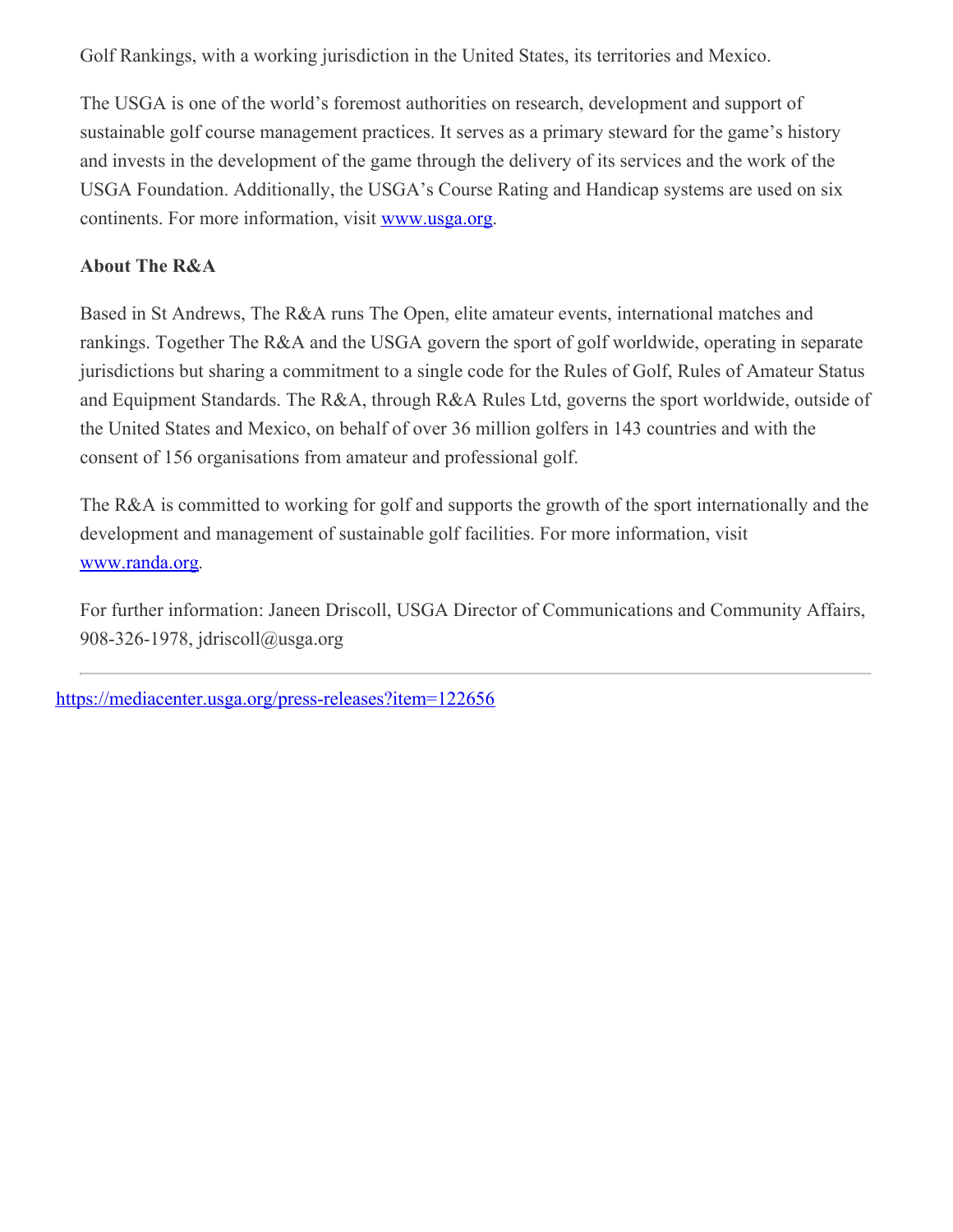Golf Rankings, with a working jurisdiction in the United States, its territories and Mexico.

The USGA is one of the world's foremost authorities on research, development and support of sustainable golf course management practices. It serves as a primary steward for the game's history and invests in the development of the game through the delivery of its services and the work of the USGA Foundation. Additionally, the USGA's Course Rating and Handicap systems are used on six continents. For more information, visit [www.usga.org](http://www.usga.org).

**About The R&A**

Based in St Andrews, The R&A runs The Open, elite amateur events, international matches and rankings. Together The R&A and the USGA govern the sport of golf worldwide, operating in separate jurisdictions but sharing a commitment to a single code for the Rules of Golf, Rules of Amateur Status and Equipment Standards. The R&A, through R&A Rules Ltd, governs the sport worldwide, outside of the United States and Mexico, on behalf of over 36 million golfers in 143 countries and with the consent of 156 organisations from amateur and professional golf.

The R&A is committed to working for golf and supports the growth of the sport internationally and the development and management of sustainable golf facilities. For more information, visit [www.randa.org](http://www.randa.org).

For further information: Janeen Driscoll, USGA Director of Communications and Community Affairs, 908-326-1978, jdriscoll@usga.org

---

https://mediacenter.usga.org/press-releases?item=122656